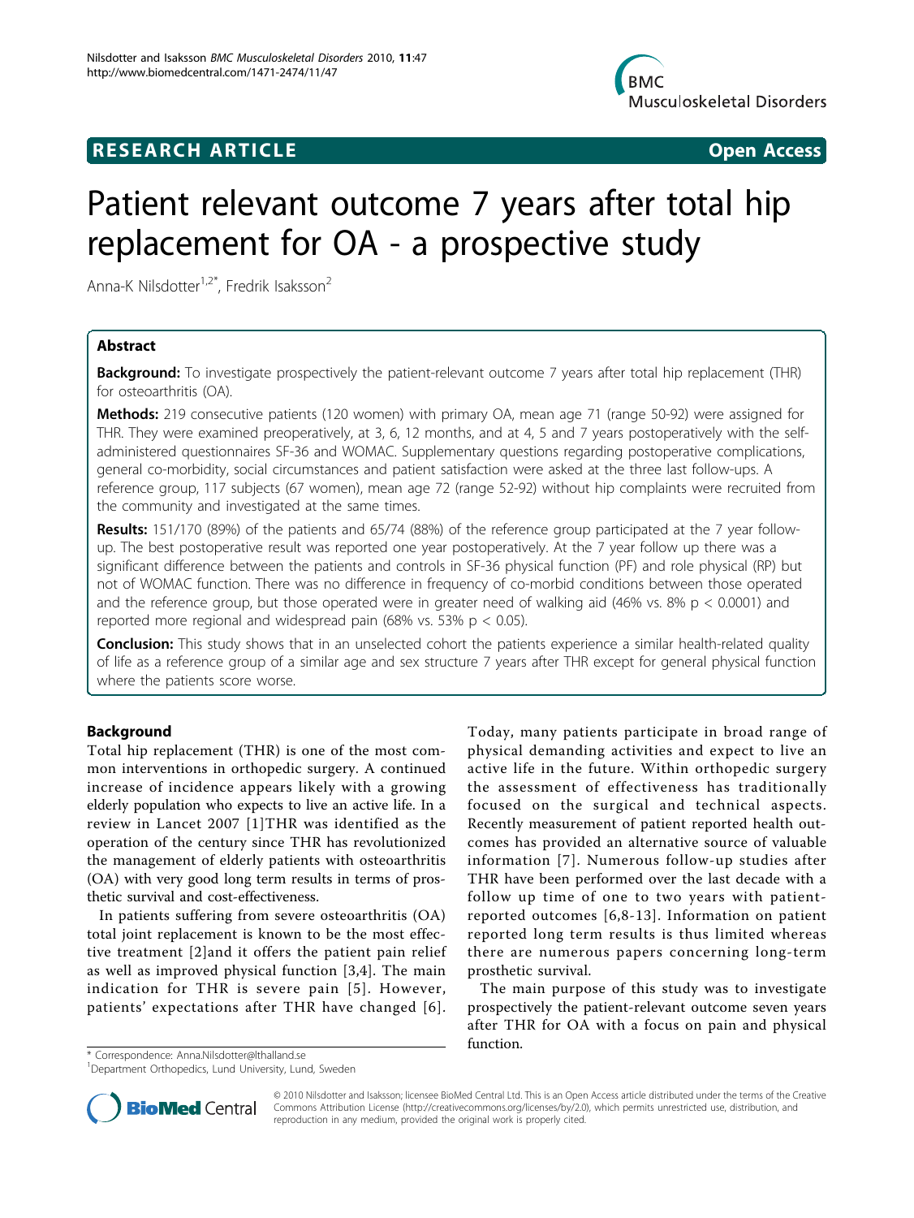RESEARCH ARTICLE **Open Access**

# Patient relevant outcome 7 years after total hip replacement for OA - a prospective study

Anna-K Nilsdotter[1,2*], Fredrik Isaksson[2]

## Abstract

**Background:** To investigate prospectively the patient-relevant outcome 7 years after total hip replacement (THR) for osteoarthritis (OA).

**Methods:** 219 consecutive patients (120 women) with primary OA, mean age 71 (range 50-92) were assigned for THR. They were examined preoperatively, at 3, 6, 12 months, and at 4, 5 and 7 years postoperatively with the self-administered questionnaires SF-36 and WOMAC. Supplementary questions regarding postoperative complications, general co-morbidity, social circumstances and patient satisfaction were asked at the three last follow-ups. A reference group, 117 subjects (67 women), mean age 72 (range 52-92) without hip complaints were recruited from the community and investigated at the same times.

**Results:** 151/170 (89%) of the patients and 65/74 (88%) of the reference group participated at the 7 year follow-up. The best postoperative result was reported one year postoperatively. At the 7 year follow up there was a significant difference between the patients and controls in SF-36 physical function (PF) and role physical (RP) but not of WOMAC function. There was no difference in frequency of co-morbid conditions between those operated and the reference group, but those operated were in greater need of walking aid (46% vs. 8% $p < 0.0001$) and reported more regional and widespread pain (68% vs. 53% $p < 0.05$).

**Conclusion:** This study shows that in an unselected cohort the patients experience a similar health-related quality of life as a reference group of a similar age and sex structure 7 years after THR except for general physical function where the patients score worse.

## Background

Total hip replacement (THR) is one of the most common interventions in orthopedic surgery. A continued increase of incidence appears likely with a growing elderly population who expects to live an active life. In a review in Lancet 2007 [1]THR was identified as the operation of the century since THR has revolutionized the management of elderly patients with osteoarthritis (OA) with very good long term results in terms of prosthetic survival and cost-effectiveness.

In patients suffering from severe osteoarthritis (OA) total joint replacement is known to be the most effective treatment [2]and it offers the patient pain relief as well as improved physical function [3,4]. The main indication for THR is severe pain [5]. However, patients' expectations after THR have changed [6]. Today, many patients participate in broad range of physical demanding activities and expect to live an active life in the future. Within orthopedic surgery the assessment of effectiveness has traditionally focused on the surgical and technical aspects. Recently measurement of patient reported health outcomes has provided an alternative source of valuable information [7]. Numerous follow-up studies after THR have been performed over the last decade with a follow up time of one to two years with patient-reported outcomes [6,8-13]. Information on patient reported long term results is thus limited whereas there are numerous papers concerning long-term prosthetic survival.

The main purpose of this study was to investigate prospectively the patient-relevant outcome seven years after THR for OA with a focus on pain and physical function.

* Correspondence: Anna.Nilsdotter@lthalland.se
[1]Department Orthopedics, Lund University, Lund, Sweden

© 2010 Nilsdotter and Isaksson; licensee BioMed Central Ltd. This is an Open Access article distributed under the terms of the Creative Commons Attribution License (http://creativecommons.org/licenses/by/2.0), which permits unrestricted use, distribution, and reproduction in any medium, provided the original work is properly cited.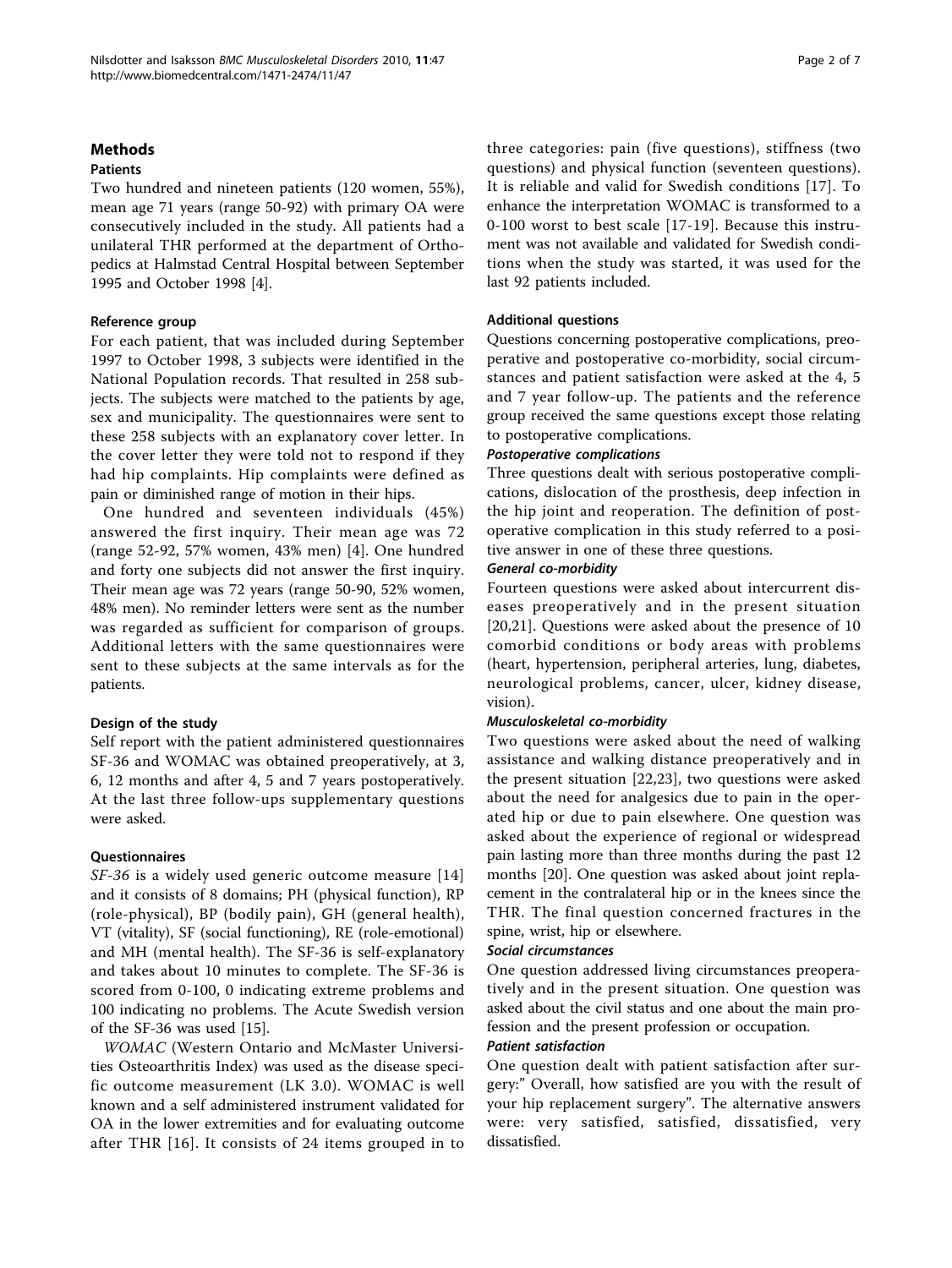## Methods

### Patients

Two hundred and nineteen patients (120 women, 55%), mean age 71 years (range 50-92) with primary OA were consecutively included in the study. All patients had a unilateral THR performed at the department of Orthopedics at Halmstad Central Hospital between September 1995 and October 1998 [4].

### Reference group

For each patient, that was included during September 1997 to October 1998, 3 subjects were identified in the National Population records. That resulted in 258 subjects. The subjects were matched to the patients by age, sex and municipality. The questionnaires were sent to these 258 subjects with an explanatory cover letter. In the cover letter they were told not to respond if they had hip complaints. Hip complaints were defined as pain or diminished range of motion in their hips.

One hundred and seventeen individuals (45%) answered the first inquiry. Their mean age was 72 (range 52-92, 57% women, 43% men) [4]. One hundred and forty one subjects did not answer the first inquiry. Their mean age was 72 years (range 50-90, 52% women, 48% men). No reminder letters were sent as the number was regarded as sufficient for comparison of groups. Additional letters with the same questionnaires were sent to these subjects at the same intervals as for the patients.

### Design of the study

Self report with the patient administered questionnaires SF-36 and WOMAC was obtained preoperatively, at 3, 6, 12 months and after 4, 5 and 7 years postoperatively. At the last three follow-ups supplementary questions were asked.

### Questionnaires

*SF-36* is a widely used generic outcome measure [14] and it consists of 8 domains; PH (physical function), RP (role-physical), BP (bodily pain), GH (general health), VT (vitality), SF (social functioning), RE (role-emotional) and MH (mental health). The SF-36 is self-explanatory and takes about 10 minutes to complete. The SF-36 is scored from 0-100, 0 indicating extreme problems and 100 indicating no problems. The Acute Swedish version of the SF-36 was used [15].

*WOMAC* (Western Ontario and McMaster Universities Osteoarthritis Index) was used as the disease specific outcome measurement (LK 3.0). WOMAC is well known and a self administered instrument validated for OA in the lower extremities and for evaluating outcome after THR [16]. It consists of 24 items grouped in to three categories: pain (five questions), stiffness (two questions) and physical function (seventeen questions). It is reliable and valid for Swedish conditions [17]. To enhance the interpretation WOMAC is transformed to a 0-100 worst to best scale [17-19]. Because this instrument was not available and validated for Swedish conditions when the study was started, it was used for the last 92 patients included.

### Additional questions

Questions concerning postoperative complications, preoperative and postoperative co-morbidity, social circumstances and patient satisfaction were asked at the 4, 5 and 7 year follow-up. The patients and the reference group received the same questions except those relating to postoperative complications.

#### *Postoperative complications*

Three questions dealt with serious postoperative complications, dislocation of the prosthesis, deep infection in the hip joint and reoperation. The definition of postoperative complication in this study referred to a positive answer in one of these three questions.

#### *General co-morbidity*

Fourteen questions were asked about intercurrent diseases preoperatively and in the present situation [20,21]. Questions were asked about the presence of 10 comorbid conditions or body areas with problems (heart, hypertension, peripheral arteries, lung, diabetes, neurological problems, cancer, ulcer, kidney disease, vision).

#### *Musculoskeletal co-morbidity*

Two questions were asked about the need of walking assistance and walking distance preoperatively and in the present situation [22,23], two questions were asked about the need for analgesics due to pain in the operated hip or due to pain elsewhere. One question was asked about the experience of regional or widespread pain lasting more than three months during the past 12 months [20]. One question was asked about joint replacement in the contralateral hip or in the knees since the THR. The final question concerned fractures in the spine, wrist, hip or elsewhere.

#### *Social circumstances*

One question addressed living circumstances preoperatively and in the present situation. One question was asked about the civil status and one about the main profession and the present profession or occupation.

#### *Patient satisfaction*

One question dealt with patient satisfaction after surgery:" Overall, how satisfied are you with the result of your hip replacement surgery". The alternative answers were: very satisfied, satisfied, dissatisfied, very dissatisfied.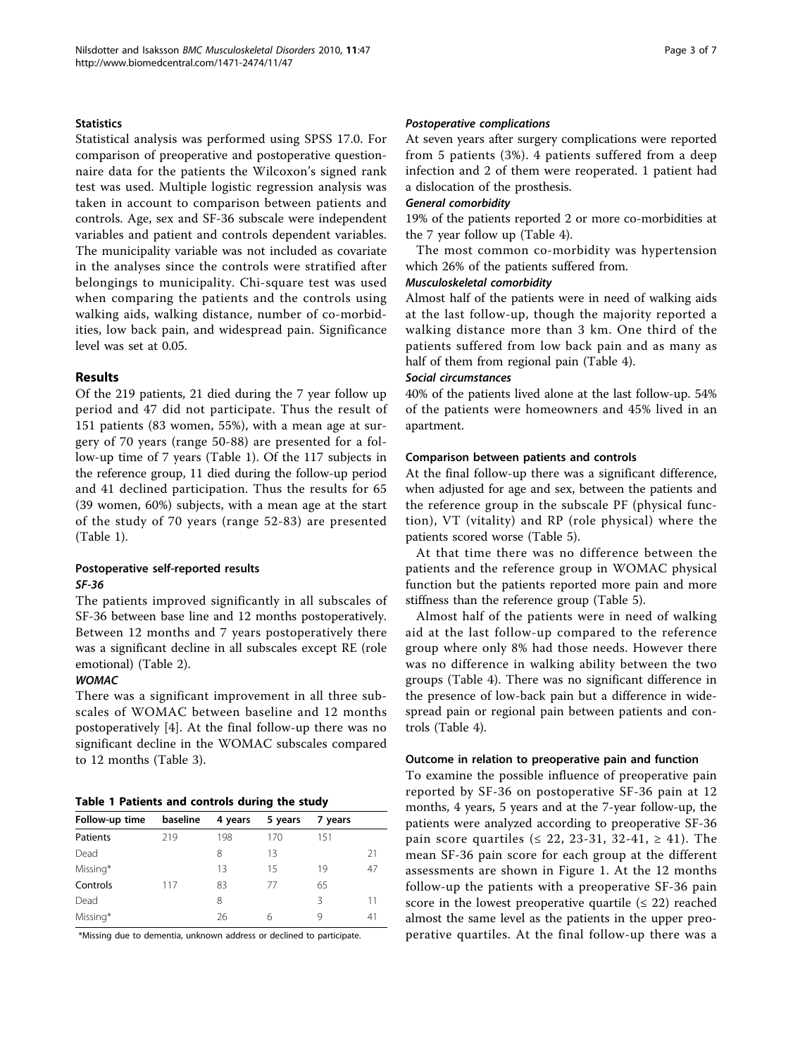### Statistics

Statistical analysis was performed using SPSS 17.0. For comparison of preoperative and postoperative questionnaire data for the patients the Wilcoxon's signed rank test was used. Multiple logistic regression analysis was taken in account to comparison between patients and controls. Age, sex and SF-36 subscale were independent variables and patient and controls dependent variables. The municipality variable was not included as covariate in the analyses since the controls were stratified after belongings to municipality. Chi-square test was used when comparing the patients and the controls using walking aids, walking distance, number of co-morbidities, low back pain, and widespread pain. Significance level was set at 0.05.

## Results

Of the 219 patients, 21 died during the 7 year follow up period and 47 did not participate. Thus the result of 151 patients (83 women, 55%), with a mean age at surgery of 70 years (range 50-88) are presented for a follow-up time of 7 years (Table 1). Of the 117 subjects in the reference group, 11 died during the follow-up period and 41 declined participation. Thus the results for 65 (39 women, 60%) subjects, with a mean age at the start of the study of 70 years (range 52-83) are presented (Table 1).

### Postoperative self-reported results

#### *SF-36*

The patients improved significantly in all subscales of SF-36 between base line and 12 months postoperatively. Between 12 months and 7 years postoperatively there was a significant decline in all subscales except RE (role emotional) (Table 2).

#### *WOMAC*

There was a significant improvement in all three subscales of WOMAC between baseline and 12 months postoperatively [4]. At the final follow-up there was no significant decline in the WOMAC subscales compared to 12 months (Table 3).

**Table 1 Patients and controls during the study**

| Follow-up time | baseline | 4 years | 5 years | 7 years | |
|---|---|---|---|---|---|
| Patients | 219 | 198 | 170 | 151 | |
| Dead | | 8 | 13 | | 21 |
| Missing* | | 13 | 15 | 19 | 47 |
| Controls | 117 | 83 | 77 | 65 | |
| Dead | | 8 | | 3 | 11 |
| Missing* | | 26 | 6 | 9 | 41 |

*Missing due to dementia, unknown address or declined to participate.

#### *Postoperative complications*

At seven years after surgery complications were reported from 5 patients (3%). 4 patients suffered from a deep infection and 2 of them were reoperated. 1 patient had a dislocation of the prosthesis.

#### *General comorbidity*

19% of the patients reported 2 or more co-morbidities at the 7 year follow up (Table 4).

The most common co-morbidity was hypertension which 26% of the patients suffered from.

#### *Musculoskeletal comorbidity*

Almost half of the patients were in need of walking aids at the last follow-up, though the majority reported a walking distance more than 3 km. One third of the patients suffered from low back pain and as many as half of them from regional pain (Table 4).

#### *Social circumstances*

40% of the patients lived alone at the last follow-up. 54% of the patients were homeowners and 45% lived in an apartment.

### Comparison between patients and controls

At the final follow-up there was a significant difference, when adjusted for age and sex, between the patients and the reference group in the subscale PF (physical function), VT (vitality) and RP (role physical) where the patients scored worse (Table 5).

At that time there was no difference between the patients and the reference group in WOMAC physical function but the patients reported more pain and more stiffness than the reference group (Table 5).

Almost half of the patients were in need of walking aid at the last follow-up compared to the reference group where only 8% had those needs. However there was no difference in walking ability between the two groups (Table 4). There was no significant difference in the presence of low-back pain but a difference in widespread pain or regional pain between patients and controls (Table 4).

### Outcome in relation to preoperative pain and function

To examine the possible influence of preoperative pain reported by SF-36 on postoperative SF-36 pain at 12 months, 4 years, 5 years and at the 7-year follow-up, the patients were analyzed according to preoperative SF-36 pain score quartiles (≤ 22, 23-31, 32-41, ≥ 41). The mean SF-36 pain score for each group at the different assessments are shown in Figure 1. At the 12 months follow-up the patients with a preoperative SF-36 pain score in the lowest preoperative quartile (≤ 22) reached almost the same level as the patients in the upper preoperative quartiles. At the final follow-up there was a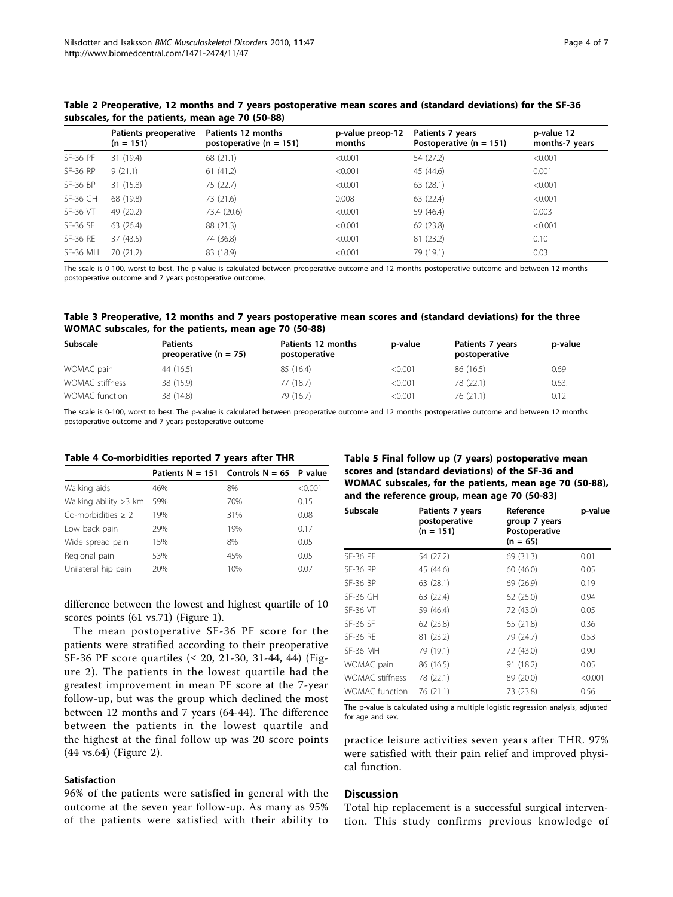**Table 2 Preoperative, 12 months and 7 years postoperative mean scores and (standard deviations) for the SF-36 subscales, for the patients, mean age 70 (50-88)**

| | Patients preoperative (n = 151) | Patients 12 months postoperative (n = 151) | p-value preop-12 months | Patients 7 years Postoperative (n = 151) | p-value 12 months-7 years |
|---|---|---|---|---|---|
| SF-36 PF | 31 (19.4) | 68 (21.1) | <0.001 | 54 (27.2) | <0.001 |
| SF-36 RP | 9 (21.1) | 61 (41.2) | <0.001 | 45 (44.6) | 0.001 |
| SF-36 BP | 31 (15.8) | 75 (22.7) | <0.001 | 63 (28.1) | <0.001 |
| SF-36 GH | 68 (19.8) | 73 (21.6) | 0.008 | 63 (22.4) | <0.001 |
| SF-36 VT | 49 (20.2) | 73.4 (20.6) | <0.001 | 59 (46.4) | 0.003 |
| SF-36 SF | 63 (26.4) | 88 (21.3) | <0.001 | 62 (23.8) | <0.001 |
| SF-36 RE | 37 (43.5) | 74 (36.8) | <0.001 | 81 (23.2) | 0.10 |
| SF-36 MH | 70 (21.2) | 83 (18.9) | <0.001 | 79 (19.1) | 0.03 |

The scale is 0-100, worst to best. The p-value is calculated between preoperative outcome and 12 months postoperative outcome and between 12 months postoperative outcome and 7 years postoperative outcome.

**Table 3 Preoperative, 12 months and 7 years postoperative mean scores and (standard deviations) for the three WOMAC subscales, for the patients, mean age 70 (50-88)**

| Subscale | Patients preoperative (n = 75) | Patients 12 months postoperative | p-value | Patients 7 years postoperative | p-value |
|---|---|---|---|---|---|
| WOMAC pain | 44 (16.5) | 85 (16.4) | <0.001 | 86 (16.5) | 0.69 |
| WOMAC stiffness | 38 (15.9) | 77 (18.7) | <0.001 | 78 (22.1) | 0.63. |
| WOMAC function | 38 (14.8) | 79 (16.7) | <0.001 | 76 (21.1) | 0.12 |

The scale is 0-100, worst to best. The p-value is calculated between preoperative outcome and 12 months postoperative outcome and between 12 months postoperative outcome and 7 years postoperative outcome

**Table 4 Co-morbidities reported 7 years after THR**

| | Patients N = 151 | Controls N = 65 | P value |
|---|---|---|---|
| Walking aids | 46% | 8% | <0.001 |
| Walking ability >3 km | 59% | 70% | 0.15 |
| Co-morbidities ≥ 2 | 19% | 31% | 0.08 |
| Low back pain | 29% | 19% | 0.17 |
| Wide spread pain | 15% | 8% | 0.05 |
| Regional pain | 53% | 45% | 0.05 |
| Unilateral hip pain | 20% | 10% | 0.07 |

difference between the lowest and highest quartile of 10 scores points (61 vs.71) (Figure 1).

The mean postoperative SF-36 PF score for the patients were stratified according to their preoperative SF-36 PF score quartiles (≤ 20, 21-30, 31-44, 44) (Figure 2). The patients in the lowest quartile had the greatest improvement in mean PF score at the 7-year follow-up, but was the group which declined the most between 12 months and 7 years (64-44). The difference between the patients in the lowest quartile and the highest at the final follow up was 20 score points (44 vs.64) (Figure 2).

### Satisfaction

96% of the patients were satisfied in general with the outcome at the seven year follow-up. As many as 95% of the patients were satisfied with their ability to practice leisure activities seven years after THR. 97% were satisfied with their pain relief and improved physical function.

**Table 5 Final follow up (7 years) postoperative mean scores and (standard deviations) of the SF-36 and WOMAC subscales, for the patients, mean age 70 (50-88), and the reference group, mean age 70 (50-83)**

| Subscale | Patients 7 years postoperative (n = 151) | Reference group 7 years Postoperative (n = 65) | p-value |
|---|---|---|---|
| SF-36 PF | 54 (27.2) | 69 (31.3) | 0.01 |
| SF-36 RP | 45 (44.6) | 60 (46.0) | 0.05 |
| SF-36 BP | 63 (28.1) | 69 (26.9) | 0.19 |
| SF-36 GH | 63 (22.4) | 62 (25.0) | 0.94 |
| SF-36 VT | 59 (46.4) | 72 (43.0) | 0.05 |
| SF-36 SF | 62 (23.8) | 65 (21.8) | 0.36 |
| SF-36 RE | 81 (23.2) | 79 (24.7) | 0.53 |
| SF-36 MH | 79 (19.1) | 72 (43.0) | 0.90 |
| WOMAC pain | 86 (16.5) | 91 (18.2) | 0.05 |
| WOMAC stiffness | 78 (22.1) | 89 (20.0) | <0.001 |
| WOMAC function | 76 (21.1) | 73 (23.8) | 0.56 |

The p-value is calculated using a multiple logistic regression analysis, adjusted for age and sex.

## Discussion

Total hip replacement is a successful surgical intervention. This study confirms previous knowledge of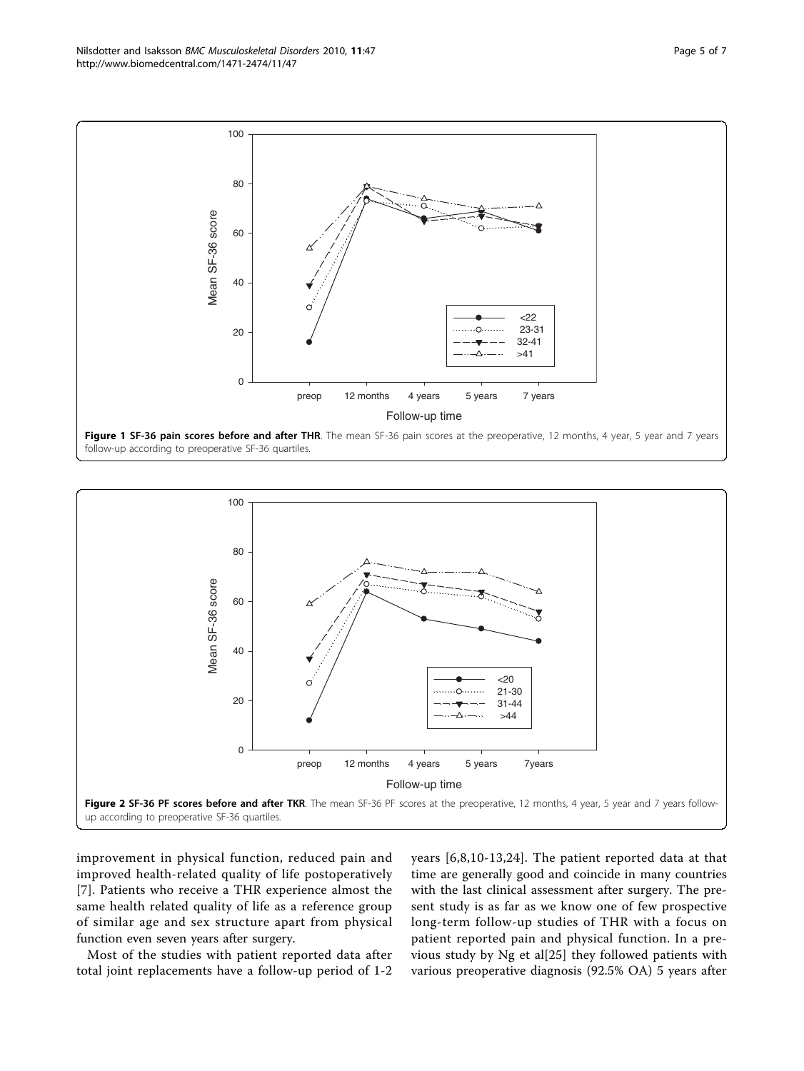**Figure 1 SF-36 pain scores before and after THR**. The mean SF-36 pain scores at the preoperative, 12 months, 4 year, 5 year and 7 years follow-up according to preoperative SF-36 quartiles.

**Figure 2 SF-36 PF scores before and after TKR**. The mean SF-36 PF scores at the preoperative, 12 months, 4 year, 5 year and 7 years follow-up according to preoperative SF-36 quartiles.

improvement in physical function, reduced pain and improved health-related quality of life postoperatively [7]. Patients who receive a THR experience almost the same health related quality of life as a reference group of similar age and sex structure apart from physical function even seven years after surgery.

Most of the studies with patient reported data after total joint replacements have a follow-up period of 1-2 years [6,8,10-13,24]. The patient reported data at that time are generally good and coincide in many countries with the last clinical assessment after surgery. The present study is as far as we know one of few prospective long-term follow-up studies of THR with a focus on patient reported pain and physical function. In a previous study by Ng et al[25] they followed patients with various preoperative diagnosis (92.5% OA) 5 years after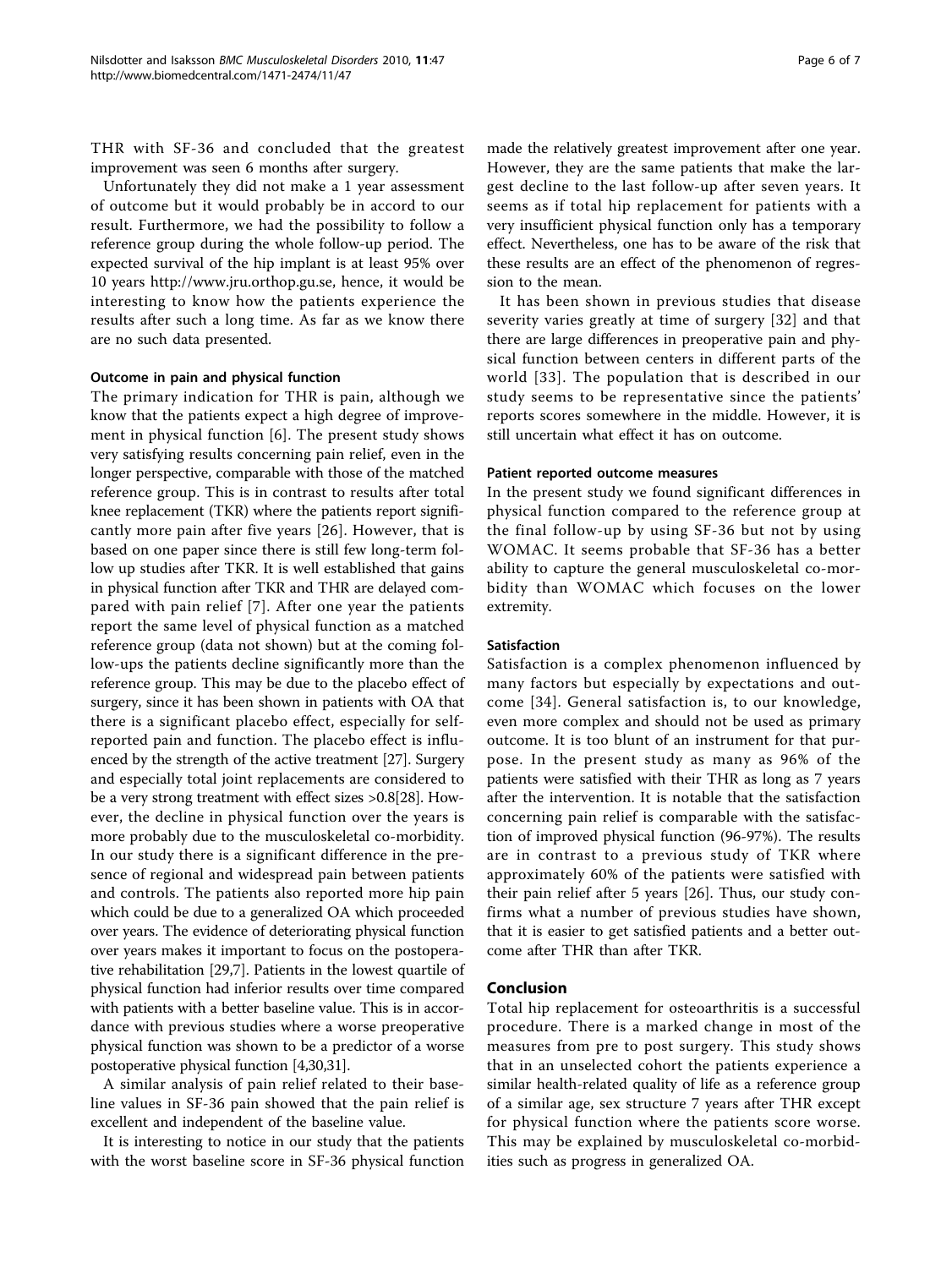THR with SF-36 and concluded that the greatest improvement was seen 6 months after surgery.

Unfortunately they did not make a 1 year assessment of outcome but it would probably be in accord to our result. Furthermore, we had the possibility to follow a reference group during the whole follow-up period. The expected survival of the hip implant is at least 95% over 10 years http://www.jru.orthop.gu.se, hence, it would be interesting to know how the patients experience the results after such a long time. As far as we know there are no such data presented.

#### Outcome in pain and physical function

The primary indication for THR is pain, although we know that the patients expect a high degree of improvement in physical function [6]. The present study shows very satisfying results concerning pain relief, even in the longer perspective, comparable with those of the matched reference group. This is in contrast to results after total knee replacement (TKR) where the patients report significantly more pain after five years [26]. However, that is based on one paper since there is still few long-term follow up studies after TKR. It is well established that gains in physical function after TKR and THR are delayed compared with pain relief [7]. After one year the patients report the same level of physical function as a matched reference group (data not shown) but at the coming follow-ups the patients decline significantly more than the reference group. This may be due to the placebo effect of surgery, since it has been shown in patients with OA that there is a significant placebo effect, especially for self-reported pain and function. The placebo effect is influenced by the strength of the active treatment [27]. Surgery and especially total joint replacements are considered to be a very strong treatment with effect sizes >0.8[28]. However, the decline in physical function over the years is more probably due to the musculoskeletal co-morbidity. In our study there is a significant difference in the presence of regional and widespread pain between patients and controls. The patients also reported more hip pain which could be due to a generalized OA which proceeded over years. The evidence of deteriorating physical function over years makes it important to focus on the postoperative rehabilitation [29,7]. Patients in the lowest quartile of physical function had inferior results over time compared with patients with a better baseline value. This is in accordance with previous studies where a worse preoperative physical function was shown to be a predictor of a worse postoperative physical function [4,30,31].

A similar analysis of pain relief related to their baseline values in SF-36 pain showed that the pain relief is excellent and independent of the baseline value.

It is interesting to notice in our study that the patients with the worst baseline score in SF-36 physical function made the relatively greatest improvement after one year. However, they are the same patients that make the largest decline to the last follow-up after seven years. It seems as if total hip replacement for patients with a very insufficient physical function only has a temporary effect. Nevertheless, one has to be aware of the risk that these results are an effect of the phenomenon of regression to the mean.

It has been shown in previous studies that disease severity varies greatly at time of surgery [32] and that there are large differences in preoperative pain and physical function between centers in different parts of the world [33]. The population that is described in our study seems to be representative since the patients' reports scores somewhere in the middle. However, it is still uncertain what effect it has on outcome.

#### Patient reported outcome measures

In the present study we found significant differences in physical function compared to the reference group at the final follow-up by using SF-36 but not by using WOMAC. It seems probable that SF-36 has a better ability to capture the general musculoskeletal co-morbidity than WOMAC which focuses on the lower extremity.

#### Satisfaction

Satisfaction is a complex phenomenon influenced by many factors but especially by expectations and outcome [34]. General satisfaction is, to our knowledge, even more complex and should not be used as primary outcome. It is too blunt of an instrument for that purpose. In the present study as many as 96% of the patients were satisfied with their THR as long as 7 years after the intervention. It is notable that the satisfaction concerning pain relief is comparable with the satisfaction of improved physical function (96-97%). The results are in contrast to a previous study of TKR where approximately 60% of the patients were satisfied with their pain relief after 5 years [26]. Thus, our study confirms what a number of previous studies have shown, that it is easier to get satisfied patients and a better outcome after THR than after TKR.

## Conclusion

Total hip replacement for osteoarthritis is a successful procedure. There is a marked change in most of the measures from pre to post surgery. This study shows that in an unselected cohort the patients experience a similar health-related quality of life as a reference group of a similar age, sex structure 7 years after THR except for physical function where the patients score worse. This may be explained by musculoskeletal co-morbidities such as progress in generalized OA.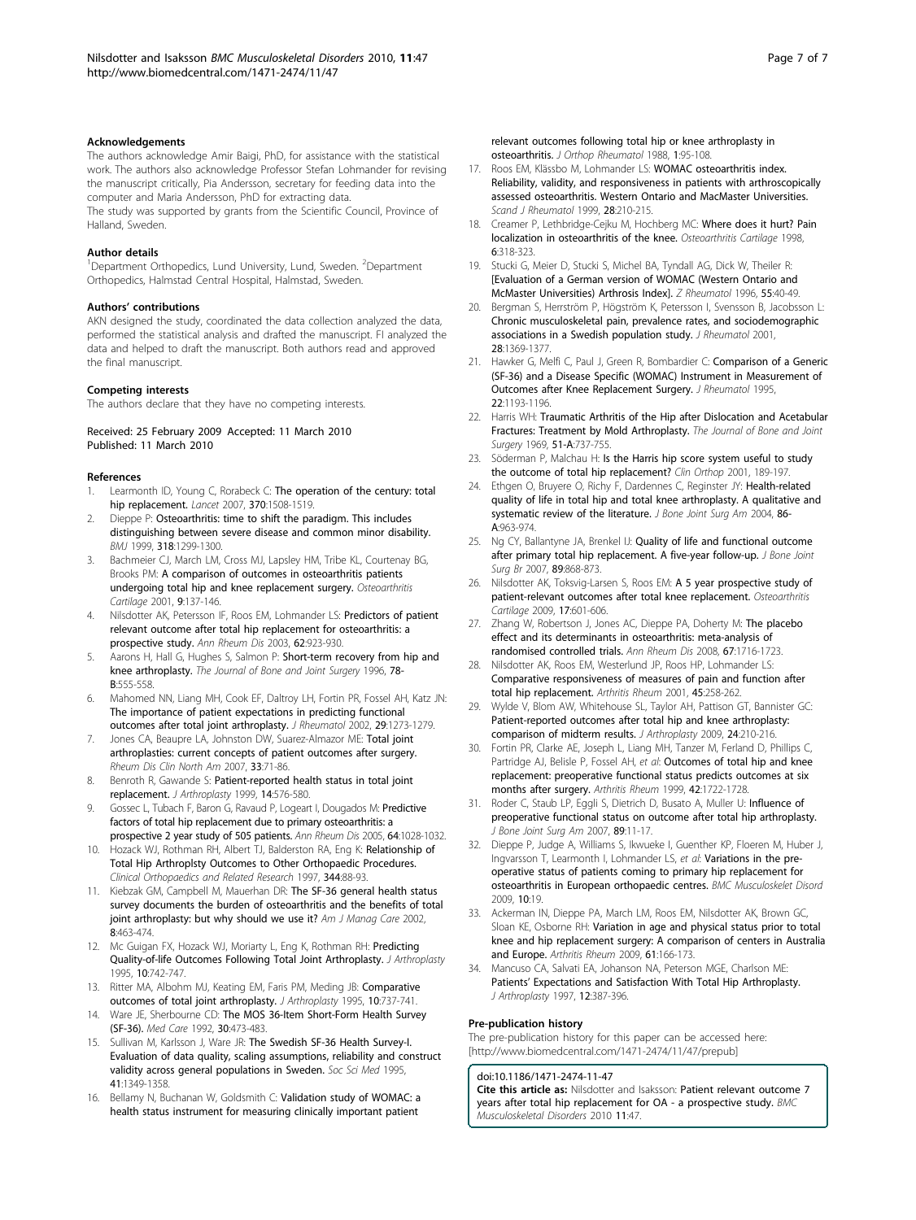### Acknowledgements

The authors acknowledge Amir Baigi, PhD, for assistance with the statistical work. The authors also acknowledge Professor Stefan Lohmander for revising the manuscript critically, Pia Andersson, secretary for feeding data into the computer and Maria Andersson, PhD for extracting data.

The study was supported by grants from the Scientific Council, Province of Halland, Sweden.

### Author details

[1]Department Orthopedics, Lund University, Lund, Sweden. [2]Department Orthopedics, Halmstad Central Hospital, Halmstad, Sweden.

### Authors' contributions

AKN designed the study, coordinated the data collection analyzed the data, performed the statistical analysis and drafted the manuscript. FI analyzed the data and helped to draft the manuscript. Both authors read and approved the final manuscript.

### Competing interests

The authors declare that they have no competing interests.

Received: 25 February 2009 Accepted: 11 March 2010
Published: 11 March 2010

### References

1. Learmonth ID, Young C, Rorabeck C: **The operation of the century: total hip replacement.** *Lancet* 2007, **370**:1508-1519.
2. Dieppe P: **Osteoarthritis: time to shift the paradigm. This includes distinguishing between severe disease and common minor disability.** *BMJ* 1999, **318**:1299-1300.
3. Bachmeier CJ, March LM, Cross MJ, Lapsley HM, Tribe KL, Courtenay BG, Brooks PM: **A comparison of outcomes in osteoarthritis patients undergoing total hip and knee replacement surgery.** *Osteoarthritis Cartilage* 2001, **9**:137-146.
4. Nilsdotter AK, Petersson IF, Roos EM, Lohmander LS: **Predictors of patient relevant outcome after total hip replacement for osteoarthritis: a prospective study.** *Ann Rheum Dis* 2003, **62**:923-930.
5. Aarons H, Hall G, Hughes S, Salmon P: **Short-term recovery from hip and knee arthroplasty.** *The Journal of Bone and Joint Surgery* 1996, **78-B**:555-558.
6. Mahomed NN, Liang MH, Cook EF, Daltroy LH, Fortin PR, Fossel AH, Katz JN: **The importance of patient expectations in predicting functional outcomes after total joint arthroplasty.** *J Rheumatol* 2002, **29**:1273-1279.
7. Jones CA, Beaupre LA, Johnston DW, Suarez-Almazor ME: **Total joint arthroplasties: current concepts of patient outcomes after surgery.** *Rheum Dis Clin North Am* 2007, **33**:71-86.
8. Benroth R, Gawande S: **Patient-reported health status in total joint replacement.** *J Arthroplasty* 1999, **14**:576-580.
9. Gossec L, Tubach F, Baron G, Ravaud P, Logeart I, Dougados M: **Predictive factors of total hip replacement due to primary osteoarthritis: a prospective 2 year study of 505 patients.** *Ann Rheum Dis* 2005, **64**:1028-1032.
10. Hozack WJ, Rothman RH, Albert TJ, Balderston RA, Eng K: **Relationship of Total Hip Arthroplsty Outcomes to Other Orthopaedic Procedures.** *Clinical Orthopaedics and Related Research* 1997, **344**:88-93.
11. Kiebzak GM, Campbell M, Mauerhan DR: **The SF-36 general health status survey documents the burden of osteoarthritis and the benefits of total joint arthroplasty: but why should we use it?** *Am J Manag Care* 2002, **8**:463-474.
12. Mc Guigan FX, Hozack WJ, Moriarty L, Eng K, Rothman RH: **Predicting Quality-of-life Outcomes Following Total Joint Arthroplasty.** *J Arthroplasty* 1995, **10**:742-747.
13. Ritter MA, Albohm MJ, Keating EM, Faris PM, Meding JB: **Comparative outcomes of total joint arthroplasty.** *J Arthroplasty* 1995, **10**:737-741.
14. Ware JE, Sherbourne CD: **The MOS 36-Item Short-Form Health Survey (SF-36).** *Med Care* 1992, **30**:473-483.
15. Sullivan M, Karlsson J, Ware JR: **The Swedish SF-36 Health Survey-I. Evaluation of data quality, scaling assumptions, reliability and construct validity across general populations in Sweden.** *Soc Sci Med* 1995, **41**:1349-1358.
16. Bellamy N, Buchanan W, Goldsmith C: **Validation study of WOMAC: a health status instrument for measuring clinically important patient relevant outcomes following total hip or knee arthroplasty in osteoarthritis.** *J Orthop Rheumatol* 1988, **1**:95-108.
17. Roos EM, Klässbo M, Lohmander LS: **WOMAC osteoarthritis index. Reliability, validity, and responsiveness in patients with arthroscopically assessed osteoarthritis. Western Ontario and MacMaster Universities.** *Scand J Rheumatol* 1999, **28**:210-215.
18. Creamer P, Lethbridge-Cejku M, Hochberg MC: **Where does it hurt? Pain localization in osteoarthritis of the knee.** *Osteoarthritis Cartilage* 1998, **6**:318-323.
19. Stucki G, Meier D, Stucki S, Michel BA, Tyndall AG, Dick W, Theiler R: **[Evaluation of a German version of WOMAC (Western Ontario and McMaster Universities) Arthrosis Index].** *Z Rheumatol* 1996, **55**:40-49.
20. Bergman S, Herrström P, Högström K, Petersson I, Svensson B, Jacobsson L: **Chronic musculoskeletal pain, prevalence rates, and sociodemographic associations in a Swedish population study.** *J Rheumatol* 2001, **28**:1369-1377.
21. Hawker G, Melfi C, Paul J, Green R, Bombardier C: **Comparison of a Generic (SF-36) and a Disease Specific (WOMAC) Instrument in Measurement of Outcomes after Knee Replacement Surgery.** *J Rheumatol* 1995, **22**:1193-1196.
22. Harris WH: **Traumatic Arthritis of the Hip after Dislocation and Acetabular Fractures: Treatment by Mold Arthroplasty.** *The Journal of Bone and Joint Surgery* 1969, **51-A**:737-755.
23. Söderman P, Malchau H: **Is the Harris hip score system useful to study the outcome of total hip replacement?** *Clin Orthop* 2001, 189-197.
24. Ethgen O, Bruyere O, Richy F, Dardennes C, Reginster JY: **Health-related quality of life in total hip and total knee arthroplasty. A qualitative and systematic review of the literature.** *J Bone Joint Surg Am* 2004, **86-A**:963-974.
25. Ng CY, Ballantyne JA, Brenkel IJ: **Quality of life and functional outcome after primary total hip replacement. A five-year follow-up.** *J Bone Joint Surg Br* 2007, **89**:868-873.
26. Nilsdotter AK, Toksvig-Larsen S, Roos EM: **A 5 year prospective study of patient-relevant outcomes after total knee replacement.** *Osteoarthritis Cartilage* 2009, **17**:601-606.
27. Zhang W, Robertson J, Jones AC, Dieppe PA, Doherty M: **The placebo effect and its determinants in osteoarthritis: meta-analysis of randomised controlled trials.** *Ann Rheum Dis* 2008, **67**:1716-1723.
28. Nilsdotter AK, Roos EM, Westerlund JP, Roos HP, Lohmander LS: **Comparative responsiveness of measures of pain and function after total hip replacement.** *Arthritis Rheum* 2001, **45**:258-262.
29. Wylde V, Blom AW, Whitehouse SL, Taylor AH, Pattison GT, Bannister GC: **Patient-reported outcomes after total hip and knee arthroplasty: comparison of midterm results.** *J Arthroplasty* 2009, **24**:210-216.
30. Fortin PR, Clarke AE, Joseph L, Liang MH, Tanzer M, Ferland D, Phillips C, Partridge AJ, Belisle P, Fossel AH, *et al*: **Outcomes of total hip and knee replacement: preoperative functional status predicts outcomes at six months after surgery.** *Arthritis Rheum* 1999, **42**:1722-1728.
31. Roder C, Staub LP, Eggli S, Dietrich D, Busato A, Muller U: **Influence of preoperative functional status on outcome after total hip arthroplasty.** *J Bone Joint Surg Am* 2007, **89**:11-17.
32. Dieppe P, Judge A, Williams S, Ikwueke I, Guenther KP, Floeren M, Huber J, Ingvarsson T, Learmonth I, Lohmander LS, *et al*: **Variations in the pre-operative status of patients coming to primary hip replacement for osteoarthritis in European orthopaedic centres.** *BMC Musculoskelet Disord* 2009, **10**:19.
33. Ackerman IN, Dieppe PA, March LM, Roos EM, Nilsdotter AK, Brown GC, Sloan KE, Osborne RH: **Variation in age and physical status prior to total knee and hip replacement surgery: A comparison of centers in Australia and Europe.** *Arthritis Rheum* 2009, **61**:166-173.
34. Mancuso CA, Salvati EA, Johanson NA, Peterson MGE, Charlson ME: **Patients' Expectations and Satisfaction With Total Hip Arthroplasty.** *J Arthroplasty* 1997, **12**:387-396.

### Pre-publication history

The pre-publication history for this paper can be accessed here:
[http://www.biomedcentral.com/1471-2474/11/47/prepub]

doi:10.1186/1471-2474-11-47

**Cite this article as:** Nilsdotter and Isaksson: **Patient relevant outcome 7 years after total hip replacement for OA - a prospective study.** *BMC Musculoskeletal Disorders* 2010 **11**:47.